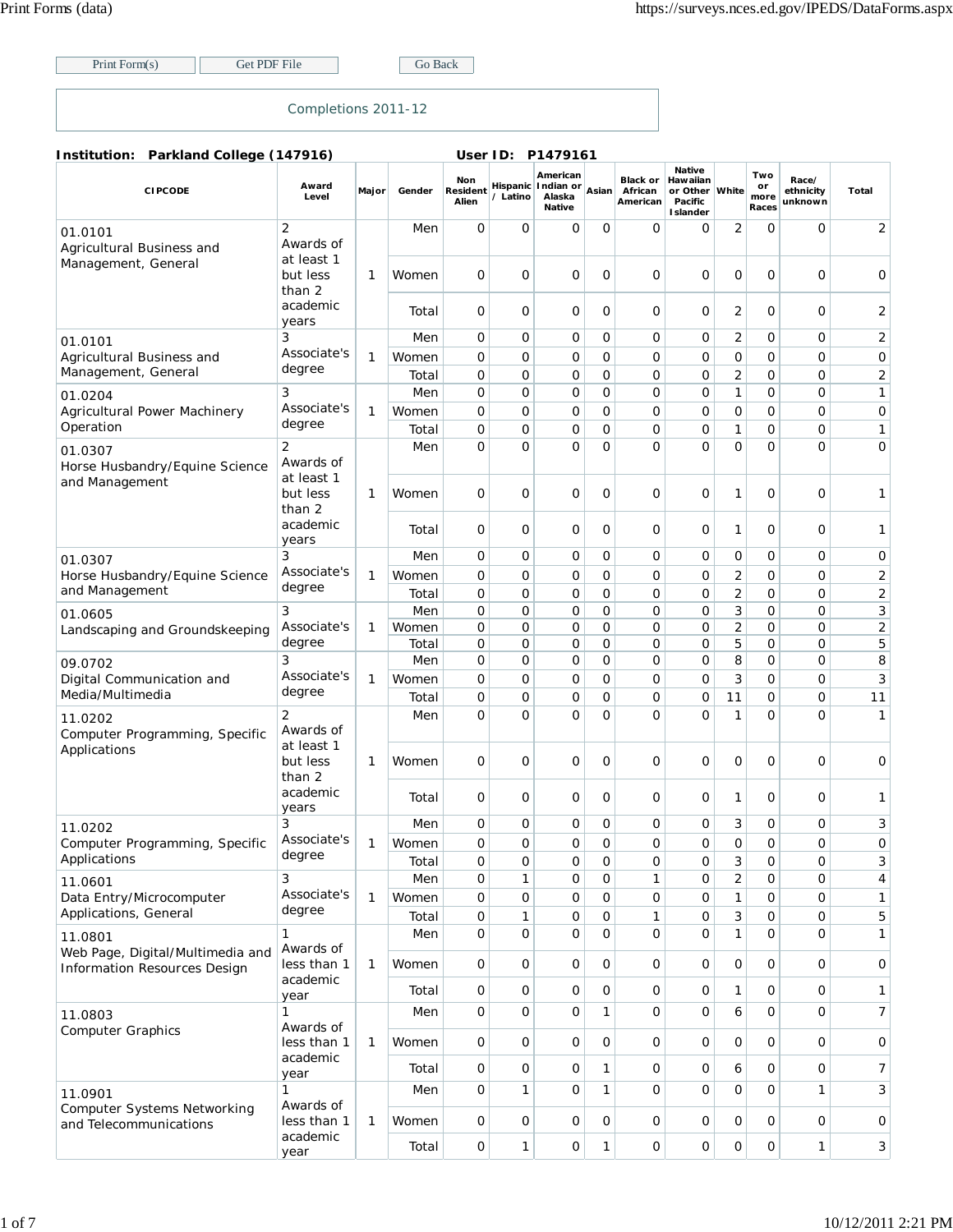Print Form(s) | Get PDF File | Go Back

## Completions 2011-12

**Institution: Parkland College (147916)** **User ID: P1479161**

| CIPCODE | Award Level | Major | Gender | Non Resident Alien | Hispanic / Latino | American Indian or Alaska Native | Asian | Black or African American | Native Hawaiian or Other Pacific Islander | White | Two or more Races | Race/ ethnicity unknown | Total |
|---|---|---|---|---|---|---|---|---|---|---|---|---|---|
| 01.0101 Agricultural Business and Management, General | 2 Awards of at least 1 but less than 2 academic years | 1 | Men | 0 | 0 | 0 | 0 | 0 | 0 | 2 | 0 | 0 | 2 |
| | | | Women | 0 | 0 | 0 | 0 | 0 | 0 | 0 | 0 | 0 | 0 |
| | | | Total | 0 | 0 | 0 | 0 | 0 | 0 | 2 | 0 | 0 | 2 |
| 01.0101 Agricultural Business and Management, General | 3 Associate's degree | 1 | Men | 0 | 0 | 0 | 0 | 0 | 0 | 2 | 0 | 0 | 2 |
| | | | Women | 0 | 0 | 0 | 0 | 0 | 0 | 0 | 0 | 0 | 0 |
| | | | Total | 0 | 0 | 0 | 0 | 0 | 0 | 2 | 0 | 0 | 2 |
| 01.0204 Agricultural Power Machinery Operation | 3 Associate's degree | 1 | Men | 0 | 0 | 0 | 0 | 0 | 0 | 1 | 0 | 0 | 1 |
| | | | Women | 0 | 0 | 0 | 0 | 0 | 0 | 0 | 0 | 0 | 0 |
| | | | Total | 0 | 0 | 0 | 0 | 0 | 0 | 1 | 0 | 0 | 1 |
| 01.0307 Horse Husbandry/Equine Science and Management | 2 Awards of at least 1 but less than 2 academic years | 1 | Men | 0 | 0 | 0 | 0 | 0 | 0 | 0 | 0 | 0 | 0 |
| | | | Women | 0 | 0 | 0 | 0 | 0 | 0 | 1 | 0 | 0 | 1 |
| | | | Total | 0 | 0 | 0 | 0 | 0 | 0 | 1 | 0 | 0 | 1 |
| 01.0307 Horse Husbandry/Equine Science and Management | 3 Associate's degree | 1 | Men | 0 | 0 | 0 | 0 | 0 | 0 | 0 | 0 | 0 | 0 |
| | | | Women | 0 | 0 | 0 | 0 | 0 | 0 | 2 | 0 | 0 | 2 |
| | | | Total | 0 | 0 | 0 | 0 | 0 | 0 | 2 | 0 | 0 | 2 |
| 01.0605 Landscaping and Groundskeeping | 3 Associate's degree | 1 | Men | 0 | 0 | 0 | 0 | 0 | 0 | 3 | 0 | 0 | 3 |
| | | | Women | 0 | 0 | 0 | 0 | 0 | 0 | 2 | 0 | 0 | 2 |
| | | | Total | 0 | 0 | 0 | 0 | 0 | 0 | 5 | 0 | 0 | 5 |
| 09.0702 Digital Communication and Media/Multimedia | 3 Associate's degree | 1 | Men | 0 | 0 | 0 | 0 | 0 | 0 | 8 | 0 | 0 | 8 |
| | | | Women | 0 | 0 | 0 | 0 | 0 | 0 | 3 | 0 | 0 | 3 |
| | | | Total | 0 | 0 | 0 | 0 | 0 | 0 | 11 | 0 | 0 | 11 |
| 11.0202 Computer Programming, Specific Applications | 2 Awards of at least 1 but less than 2 academic years | 1 | Men | 0 | 0 | 0 | 0 | 0 | 0 | 1 | 0 | 0 | 1 |
| | | | Women | 0 | 0 | 0 | 0 | 0 | 0 | 0 | 0 | 0 | 0 |
| | | | Total | 0 | 0 | 0 | 0 | 0 | 0 | 1 | 0 | 0 | 1 |
| 11.0202 Computer Programming, Specific Applications | 3 Associate's degree | 1 | Men | 0 | 0 | 0 | 0 | 0 | 0 | 3 | 0 | 0 | 3 |
| | | | Women | 0 | 0 | 0 | 0 | 0 | 0 | 0 | 0 | 0 | 0 |
| | | | Total | 0 | 0 | 0 | 0 | 0 | 0 | 3 | 0 | 0 | 3 |
| 11.0601 Data Entry/Microcomputer Applications, General | 3 Associate's degree | 1 | Men | 0 | 1 | 0 | 0 | 1 | 0 | 2 | 0 | 0 | 4 |
| | | | Women | 0 | 0 | 0 | 0 | 0 | 0 | 1 | 0 | 0 | 1 |
| | | | Total | 0 | 1 | 0 | 0 | 1 | 0 | 3 | 0 | 0 | 5 |
| 11.0801 Web Page, Digital/Multimedia and Information Resources Design | 1 Awards of less than 1 academic year | 1 | Men | 0 | 0 | 0 | 0 | 0 | 0 | 1 | 0 | 0 | 1 |
| | | | Women | 0 | 0 | 0 | 0 | 0 | 0 | 0 | 0 | 0 | 0 |
| | | | Total | 0 | 0 | 0 | 0 | 0 | 0 | 1 | 0 | 0 | 1 |
| 11.0803 Computer Graphics | 1 Awards of less than 1 academic year | 1 | Men | 0 | 0 | 0 | 1 | 0 | 0 | 6 | 0 | 0 | 7 |
| | | | Women | 0 | 0 | 0 | 0 | 0 | 0 | 0 | 0 | 0 | 0 |
| | | | Total | 0 | 0 | 0 | 1 | 0 | 0 | 6 | 0 | 0 | 7 |
| 11.0901 Computer Systems Networking and Telecommunications | 1 Awards of less than 1 academic year | 1 | Men | 0 | 1 | 0 | 1 | 0 | 0 | 0 | 0 | 1 | 3 |
| | | | Women | 0 | 0 | 0 | 0 | 0 | 0 | 0 | 0 | 0 | 0 |
| | | | Total | 0 | 1 | 0 | 1 | 0 | 0 | 0 | 0 | 1 | 3 |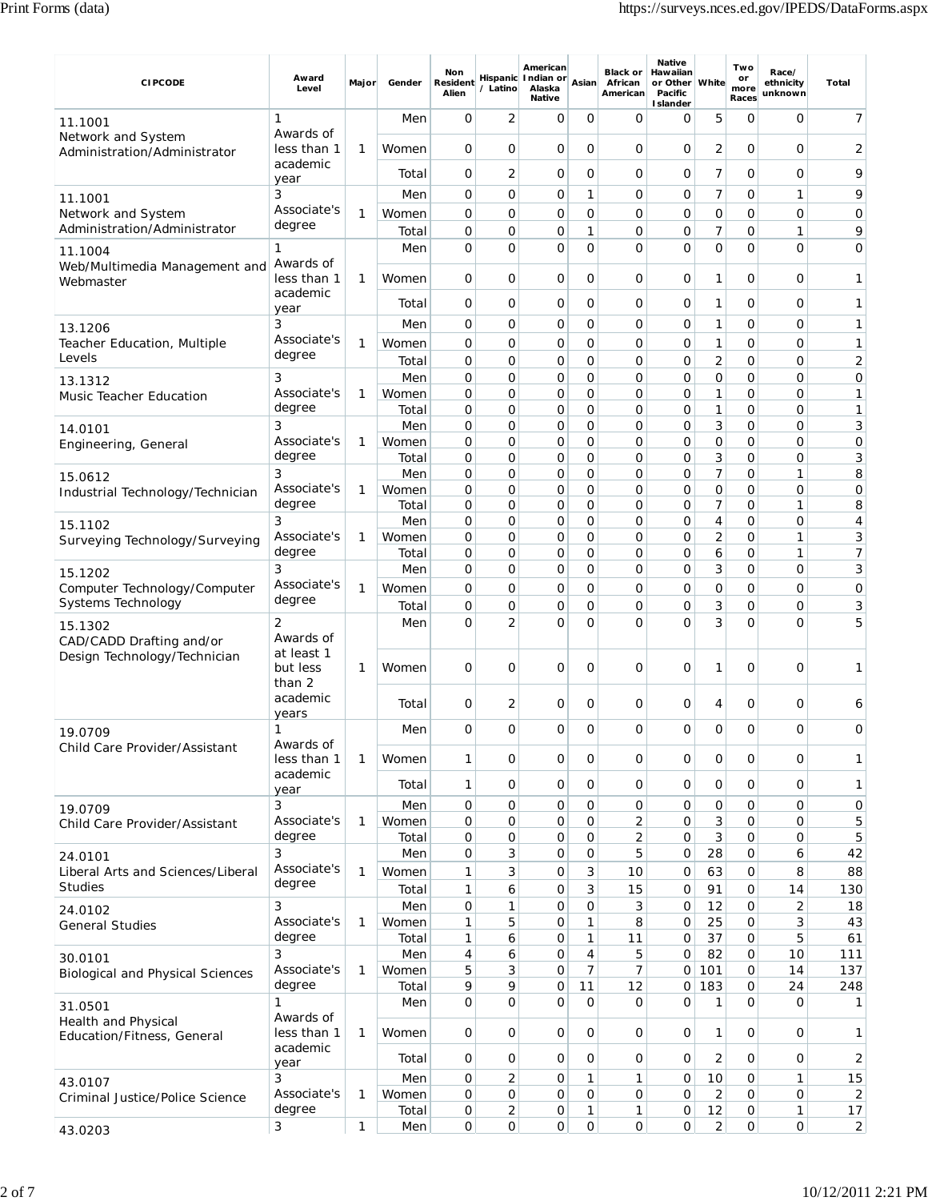| CIPCODE | Award Level | Major | Gender | Non Resident Alien | Hispanic / Latino | American Indian or Alaska Native | Asian | Black or African American | Native Hawaiian or Other Pacific Islander | White | Two or more Races | Race/ ethnicity unknown | Total |
|---|---|---|---|---|---|---|---|---|---|---|---|---|---|
| 11.1001 Network and System Administration/Administrator | 1 Awards of less than 1 academic year | 1 | Men | 0 | 2 | 0 | 0 | 0 | 0 | 5 | 0 | 0 | 7 |
| | | | Women | 0 | 0 | 0 | 0 | 0 | 0 | 2 | 0 | 0 | 2 |
| | | | Total | 0 | 2 | 0 | 0 | 0 | 0 | 7 | 0 | 0 | 9 |
| 11.1001 Network and System Administration/Administrator | 3 Associate's degree | 1 | Men | 0 | 0 | 0 | 1 | 0 | 0 | 7 | 0 | 1 | 9 |
| | | | Women | 0 | 0 | 0 | 0 | 0 | 0 | 0 | 0 | 0 | 0 |
| | | | Total | 0 | 0 | 0 | 1 | 0 | 0 | 7 | 0 | 1 | 9 |
| 11.1004 Web/Multimedia Management and Webmaster | 1 Awards of less than 1 academic year | 1 | Men | 0 | 0 | 0 | 0 | 0 | 0 | 0 | 0 | 0 | 0 |
| | | | Women | 0 | 0 | 0 | 0 | 0 | 0 | 1 | 0 | 0 | 1 |
| | | | Total | 0 | 0 | 0 | 0 | 0 | 0 | 1 | 0 | 0 | 1 |
| 13.1206 Teacher Education, Multiple Levels | 3 Associate's degree | 1 | Men | 0 | 0 | 0 | 0 | 0 | 0 | 1 | 0 | 0 | 1 |
| | | | Women | 0 | 0 | 0 | 0 | 0 | 0 | 1 | 0 | 0 | 1 |
| | | | Total | 0 | 0 | 0 | 0 | 0 | 0 | 2 | 0 | 0 | 2 |
| 13.1312 Music Teacher Education | 3 Associate's degree | 1 | Men | 0 | 0 | 0 | 0 | 0 | 0 | 0 | 0 | 0 | 0 |
| | | | Women | 0 | 0 | 0 | 0 | 0 | 0 | 1 | 0 | 0 | 1 |
| | | | Total | 0 | 0 | 0 | 0 | 0 | 0 | 1 | 0 | 0 | 1 |
| 14.0101 Engineering, General | 3 Associate's degree | 1 | Men | 0 | 0 | 0 | 0 | 0 | 0 | 3 | 0 | 0 | 3 |
| | | | Women | 0 | 0 | 0 | 0 | 0 | 0 | 0 | 0 | 0 | 0 |
| | | | Total | 0 | 0 | 0 | 0 | 0 | 0 | 3 | 0 | 0 | 3 |
| 15.0612 Industrial Technology/Technician | 3 Associate's degree | 1 | Men | 0 | 0 | 0 | 0 | 0 | 0 | 7 | 0 | 1 | 8 |
| | | | Women | 0 | 0 | 0 | 0 | 0 | 0 | 0 | 0 | 0 | 0 |
| | | | Total | 0 | 0 | 0 | 0 | 0 | 0 | 7 | 0 | 1 | 8 |
| 15.1102 Surveying Technology/Surveying | 3 Associate's degree | 1 | Men | 0 | 0 | 0 | 0 | 0 | 0 | 4 | 0 | 0 | 4 |
| | | | Women | 0 | 0 | 0 | 0 | 0 | 0 | 2 | 0 | 1 | 3 |
| | | | Total | 0 | 0 | 0 | 0 | 0 | 0 | 6 | 0 | 1 | 7 |
| 15.1202 Computer Technology/Computer Systems Technology | 3 Associate's degree | 1 | Men | 0 | 0 | 0 | 0 | 0 | 0 | 3 | 0 | 0 | 3 |
| | | | Women | 0 | 0 | 0 | 0 | 0 | 0 | 0 | 0 | 0 | 0 |
| | | | Total | 0 | 0 | 0 | 0 | 0 | 0 | 3 | 0 | 0 | 3 |
| 15.1302 CAD/CADD Drafting and/or Design Technology/Technician | 2 Awards of at least 1 but less than 2 academic years | 1 | Men | 0 | 2 | 0 | 0 | 0 | 0 | 3 | 0 | 0 | 5 |
| | | | Women | 0 | 0 | 0 | 0 | 0 | 0 | 1 | 0 | 0 | 1 |
| | | | Total | 0 | 2 | 0 | 0 | 0 | 0 | 4 | 0 | 0 | 6 |
| 19.0709 Child Care Provider/Assistant | 1 Awards of less than 1 academic year | 1 | Men | 0 | 0 | 0 | 0 | 0 | 0 | 0 | 0 | 0 | 0 |
| | | | Women | 1 | 0 | 0 | 0 | 0 | 0 | 0 | 0 | 0 | 1 |
| | | | Total | 1 | 0 | 0 | 0 | 0 | 0 | 0 | 0 | 0 | 1 |
| 19.0709 Child Care Provider/Assistant | 3 Associate's degree | 1 | Men | 0 | 0 | 0 | 0 | 0 | 0 | 0 | 0 | 0 | 0 |
| | | | Women | 0 | 0 | 0 | 0 | 2 | 0 | 3 | 0 | 0 | 5 |
| | | | Total | 0 | 0 | 0 | 0 | 2 | 0 | 3 | 0 | 0 | 5 |
| 24.0101 Liberal Arts and Sciences/Liberal Studies | 3 Associate's degree | 1 | Men | 0 | 3 | 0 | 0 | 5 | 0 | 28 | 0 | 6 | 42 |
| | | | Women | 1 | 3 | 0 | 3 | 10 | 0 | 63 | 0 | 8 | 88 |
| | | | Total | 1 | 6 | 0 | 3 | 15 | 0 | 91 | 0 | 14 | 130 |
| 24.0102 General Studies | 3 Associate's degree | 1 | Men | 0 | 1 | 0 | 0 | 3 | 0 | 12 | 0 | 2 | 18 |
| | | | Women | 1 | 5 | 0 | 1 | 8 | 0 | 25 | 0 | 3 | 43 |
| | | | Total | 1 | 6 | 0 | 1 | 11 | 0 | 37 | 0 | 5 | 61 |
| 30.0101 Biological and Physical Sciences | 3 Associate's degree | 1 | Men | 4 | 6 | 0 | 4 | 5 | 0 | 82 | 0 | 10 | 111 |
| | | | Women | 5 | 3 | 0 | 7 | 7 | 0 | 101 | 0 | 14 | 137 |
| | | | Total | 9 | 9 | 0 | 11 | 12 | 0 | 183 | 0 | 24 | 248 |
| 31.0501 Health and Physical Education/Fitness, General | 1 Awards of less than 1 academic year | 1 | Men | 0 | 0 | 0 | 0 | 0 | 0 | 1 | 0 | 0 | 1 |
| | | | Women | 0 | 0 | 0 | 0 | 0 | 0 | 1 | 0 | 0 | 1 |
| | | | Total | 0 | 0 | 0 | 0 | 0 | 0 | 2 | 0 | 0 | 2 |
| 43.0107 Criminal Justice/Police Science | 3 Associate's degree | 1 | Men | 0 | 2 | 0 | 1 | 1 | 0 | 10 | 0 | 1 | 15 |
| | | | Women | 0 | 0 | 0 | 0 | 0 | 0 | 2 | 0 | 0 | 2 |
| | | | Total | 0 | 2 | 0 | 1 | 1 | 0 | 12 | 0 | 1 | 17 |
| 43.0203 | 3 | 1 | Men | 0 | 0 | 0 | 0 | 0 | 0 | 2 | 0 | 0 | 2 |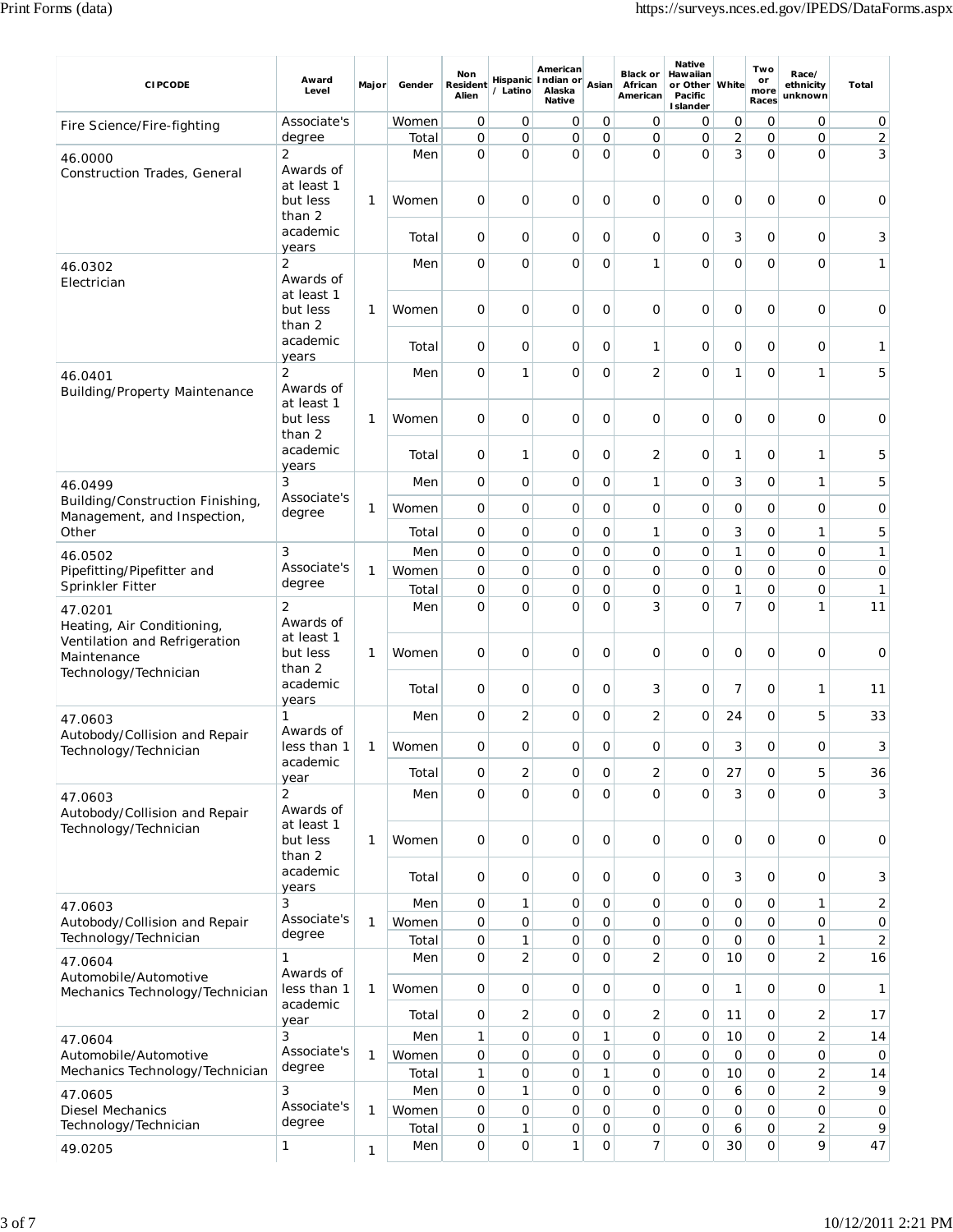| CIPCODE | Award Level | Major | Gender | Non Resident Alien | Hispanic / Latino | American Indian or Alaska Native | Asian | Black or African American | Native Hawaiian or Other Pacific Islander | White | Two or more Races | Race/ ethnicity unknown | Total |
|---|---|---|---|---|---|---|---|---|---|---|---|---|---|
| Fire Science/Fire-fighting | Associate's degree | | Women | 0 | 0 | 0 | 0 | 0 | 0 | 0 | 0 | 0 | 0 |
| | | | Total | 0 | 0 | 0 | 0 | 0 | 0 | 2 | 0 | 0 | 2 |
| 46.0000 Construction Trades, General | 2 Awards of at least 1 but less than 2 academic years | 1 | Men | 0 | 0 | 0 | 0 | 0 | 0 | 3 | 0 | 0 | 3 |
| | | | Women | 0 | 0 | 0 | 0 | 0 | 0 | 0 | 0 | 0 | 0 |
| | | | Total | 0 | 0 | 0 | 0 | 0 | 0 | 3 | 0 | 0 | 3 |
| 46.0302 Electrician | 2 Awards of at least 1 but less than 2 academic years | 1 | Men | 0 | 0 | 0 | 0 | 1 | 0 | 0 | 0 | 0 | 1 |
| | | | Women | 0 | 0 | 0 | 0 | 0 | 0 | 0 | 0 | 0 | 0 |
| | | | Total | 0 | 0 | 0 | 0 | 1 | 0 | 0 | 0 | 0 | 1 |
| 46.0401 Building/Property Maintenance | 2 Awards of at least 1 but less than 2 academic years | 1 | Men | 0 | 1 | 0 | 0 | 2 | 0 | 1 | 0 | 1 | 5 |
| | | | Women | 0 | 0 | 0 | 0 | 0 | 0 | 0 | 0 | 0 | 0 |
| | | | Total | 0 | 1 | 0 | 0 | 2 | 0 | 1 | 0 | 1 | 5 |
| 46.0499 Building/Construction Finishing, Management, and Inspection, Other | 3 Associate's degree | 1 | Men | 0 | 0 | 0 | 0 | 1 | 0 | 3 | 0 | 1 | 5 |
| | | | Women | 0 | 0 | 0 | 0 | 0 | 0 | 0 | 0 | 0 | 0 |
| | | | Total | 0 | 0 | 0 | 0 | 1 | 0 | 3 | 0 | 1 | 5 |
| 46.0502 Pipefitting/Pipefitter and Sprinkler Fitter | 3 Associate's degree | 1 | Men | 0 | 0 | 0 | 0 | 0 | 0 | 1 | 0 | 0 | 1 |
| | | | Women | 0 | 0 | 0 | 0 | 0 | 0 | 0 | 0 | 0 | 0 |
| | | | Total | 0 | 0 | 0 | 0 | 0 | 0 | 1 | 0 | 0 | 1 |
| 47.0201 Heating, Air Conditioning, Ventilation and Refrigeration Maintenance Technology/Technician | 2 Awards of at least 1 but less than 2 academic years | 1 | Men | 0 | 0 | 0 | 0 | 3 | 0 | 7 | 0 | 1 | 11 |
| | | | Women | 0 | 0 | 0 | 0 | 0 | 0 | 0 | 0 | 0 | 0 |
| | | | Total | 0 | 0 | 0 | 0 | 3 | 0 | 7 | 0 | 1 | 11 |
| 47.0603 Autobody/Collision and Repair Technology/Technician | 1 Awards of less than 1 academic year | 1 | Men | 0 | 2 | 0 | 0 | 2 | 0 | 24 | 0 | 5 | 33 |
| | | | Women | 0 | 0 | 0 | 0 | 0 | 0 | 3 | 0 | 0 | 3 |
| | | | Total | 0 | 2 | 0 | 0 | 2 | 0 | 27 | 0 | 5 | 36 |
| 47.0603 Autobody/Collision and Repair Technology/Technician | 2 Awards of at least 1 but less than 2 academic years | 1 | Men | 0 | 0 | 0 | 0 | 0 | 0 | 3 | 0 | 0 | 3 |
| | | | Women | 0 | 0 | 0 | 0 | 0 | 0 | 0 | 0 | 0 | 0 |
| | | | Total | 0 | 0 | 0 | 0 | 0 | 0 | 3 | 0 | 0 | 3 |
| 47.0603 Autobody/Collision and Repair Technology/Technician | 3 Associate's degree | 1 | Men | 0 | 1 | 0 | 0 | 0 | 0 | 0 | 0 | 1 | 2 |
| | | | Women | 0 | 0 | 0 | 0 | 0 | 0 | 0 | 0 | 0 | 0 |
| | | | Total | 0 | 1 | 0 | 0 | 0 | 0 | 0 | 0 | 1 | 2 |
| 47.0604 Automobile/Automotive Mechanics Technology/Technician | 1 Awards of less than 1 academic year | 1 | Men | 0 | 2 | 0 | 0 | 2 | 0 | 10 | 0 | 2 | 16 |
| | | | Women | 0 | 0 | 0 | 0 | 0 | 0 | 1 | 0 | 0 | 1 |
| | | | Total | 0 | 2 | 0 | 0 | 2 | 0 | 11 | 0 | 2 | 17 |
| 47.0604 Automobile/Automotive Mechanics Technology/Technician | 3 Associate's degree | 1 | Men | 1 | 0 | 0 | 1 | 0 | 0 | 10 | 0 | 2 | 14 |
| | | | Women | 0 | 0 | 0 | 0 | 0 | 0 | 0 | 0 | 0 | 0 |
| | | | Total | 1 | 0 | 0 | 1 | 0 | 0 | 10 | 0 | 2 | 14 |
| 47.0605 Diesel Mechanics Technology/Technician | 3 Associate's degree | 1 | Men | 0 | 1 | 0 | 0 | 0 | 0 | 6 | 0 | 2 | 9 |
| | | | Women | 0 | 0 | 0 | 0 | 0 | 0 | 0 | 0 | 0 | 0 |
| | | | Total | 0 | 1 | 0 | 0 | 0 | 0 | 6 | 0 | 2 | 9 |
| 49.0205 | 1 | 1 | Men | 0 | 0 | 1 | 0 | 7 | 0 | 30 | 0 | 9 | 47 |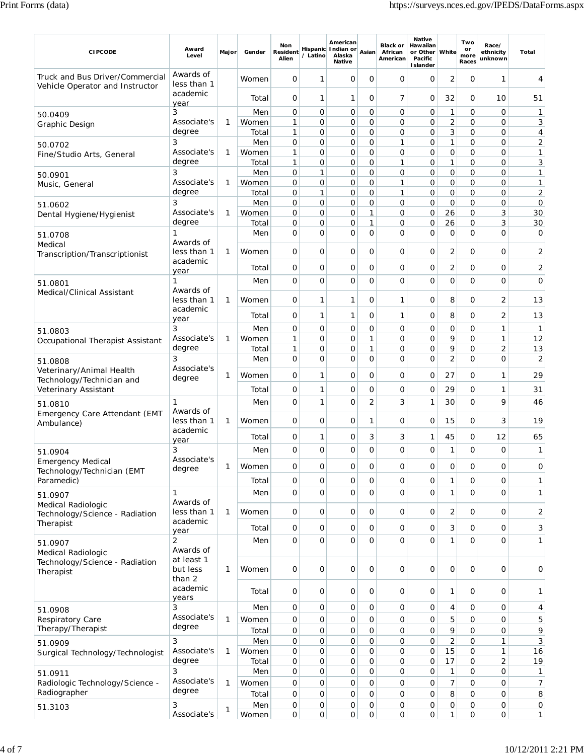| CIPCODE | Award Level | Major | Gender | Non Resident Alien | Hispanic / Latino | American Indian or Alaska Native | Asian | Black or African American | Native Hawaiian or Other Pacific Islander | White | Two or more Races | Race/ ethnicity unknown | Total |
|---|---|---|---|---|---|---|---|---|---|---|---|---|---|
| Truck and Bus Driver/Commercial Vehicle Operator and Instructor | Awards of less than 1 academic year | | Women | 0 | 1 | 0 | 0 | 0 | 0 | 2 | 0 | 1 | 4 |
| | | | Total | 0 | 1 | 1 | 0 | 7 | 0 | 32 | 0 | 10 | 51 |
| 50.0409 Graphic Design | 3 Associate's degree | 1 | Men | 0 | 0 | 0 | 0 | 0 | 0 | 1 | 0 | 0 | 1 |
| | | | Women | 1 | 0 | 0 | 0 | 0 | 0 | 2 | 0 | 0 | 3 |
| | | | Total | 1 | 0 | 0 | 0 | 0 | 0 | 3 | 0 | 0 | 4 |
| 50.0702 Fine/Studio Arts, General | 3 Associate's degree | 1 | Men | 0 | 0 | 0 | 0 | 1 | 0 | 1 | 0 | 0 | 2 |
| | | | Women | 1 | 0 | 0 | 0 | 0 | 0 | 0 | 0 | 0 | 1 |
| | | | Total | 1 | 0 | 0 | 0 | 1 | 0 | 1 | 0 | 0 | 3 |
| 50.0901 Music, General | 3 Associate's degree | 1 | Men | 0 | 1 | 0 | 0 | 0 | 0 | 0 | 0 | 0 | 1 |
| | | | Women | 0 | 0 | 0 | 0 | 1 | 0 | 0 | 0 | 0 | 1 |
| | | | Total | 0 | 1 | 0 | 0 | 1 | 0 | 0 | 0 | 0 | 2 |
| 51.0602 Dental Hygiene/Hygienist | 3 Associate's degree | 1 | Men | 0 | 0 | 0 | 0 | 0 | 0 | 0 | 0 | 0 | 0 |
| | | | Women | 0 | 0 | 0 | 1 | 0 | 0 | 26 | 0 | 3 | 30 |
| | | | Total | 0 | 0 | 0 | 1 | 0 | 0 | 26 | 0 | 3 | 30 |
| 51.0708 Medical Transcription/Transcriptionist | 1 Awards of less than 1 academic year | 1 | Men | 0 | 0 | 0 | 0 | 0 | 0 | 0 | 0 | 0 | 0 |
| | | | Women | 0 | 0 | 0 | 0 | 0 | 0 | 2 | 0 | 0 | 2 |
| | | | Total | 0 | 0 | 0 | 0 | 0 | 0 | 2 | 0 | 0 | 2 |
| 51.0801 Medical/Clinical Assistant | 1 Awards of less than 1 academic year | 1 | Men | 0 | 0 | 0 | 0 | 0 | 0 | 0 | 0 | 0 | 0 |
| | | | Women | 0 | 1 | 1 | 0 | 1 | 0 | 8 | 0 | 2 | 13 |
| | | | Total | 0 | 1 | 1 | 0 | 1 | 0 | 8 | 0 | 2 | 13 |
| 51.0803 Occupational Therapist Assistant | 3 Associate's degree | 1 | Men | 0 | 0 | 0 | 0 | 0 | 0 | 0 | 0 | 1 | 1 |
| | | | Women | 1 | 0 | 0 | 1 | 0 | 0 | 9 | 0 | 1 | 12 |
| | | | Total | 1 | 0 | 0 | 1 | 0 | 0 | 9 | 0 | 2 | 13 |
| 51.0808 Veterinary/Animal Health Technology/Technician and Veterinary Assistant | 3 Associate's degree | 1 | Men | 0 | 0 | 0 | 0 | 0 | 0 | 2 | 0 | 0 | 2 |
| | | | Women | 0 | 1 | 0 | 0 | 0 | 0 | 27 | 0 | 1 | 29 |
| | | | Total | 0 | 1 | 0 | 0 | 0 | 0 | 29 | 0 | 1 | 31 |
| 51.0810 Emergency Care Attendant (EMT Ambulance) | 1 Awards of less than 1 academic year | 1 | Men | 0 | 1 | 0 | 2 | 3 | 1 | 30 | 0 | 9 | 46 |
| | | | Women | 0 | 0 | 0 | 1 | 0 | 0 | 15 | 0 | 3 | 19 |
| | | | Total | 0 | 1 | 0 | 3 | 3 | 1 | 45 | 0 | 12 | 65 |
| 51.0904 Emergency Medical Technology/Technician (EMT Paramedic) | 3 Associate's degree | 1 | Men | 0 | 0 | 0 | 0 | 0 | 0 | 1 | 0 | 0 | 1 |
| | | | Women | 0 | 0 | 0 | 0 | 0 | 0 | 0 | 0 | 0 | 0 |
| | | | Total | 0 | 0 | 0 | 0 | 0 | 0 | 1 | 0 | 0 | 1 |
| 51.0907 Medical Radiologic Technology/Science - Radiation Therapist | 1 Awards of less than 1 academic year | 1 | Men | 0 | 0 | 0 | 0 | 0 | 0 | 1 | 0 | 0 | 1 |
| | | | Women | 0 | 0 | 0 | 0 | 0 | 0 | 2 | 0 | 0 | 2 |
| | | | Total | 0 | 0 | 0 | 0 | 0 | 0 | 3 | 0 | 0 | 3 |
| 51.0907 Medical Radiologic Technology/Science - Radiation Therapist | 2 Awards of at least 1 but less than 2 academic years | 1 | Men | 0 | 0 | 0 | 0 | 0 | 0 | 1 | 0 | 0 | 1 |
| | | | Women | 0 | 0 | 0 | 0 | 0 | 0 | 0 | 0 | 0 | 0 |
| | | | Total | 0 | 0 | 0 | 0 | 0 | 0 | 1 | 0 | 0 | 1 |
| 51.0908 Respiratory Care Therapy/Therapist | 3 Associate's degree | 1 | Men | 0 | 0 | 0 | 0 | 0 | 0 | 4 | 0 | 0 | 4 |
| | | | Women | 0 | 0 | 0 | 0 | 0 | 0 | 5 | 0 | 0 | 5 |
| | | | Total | 0 | 0 | 0 | 0 | 0 | 0 | 9 | 0 | 0 | 9 |
| 51.0909 Surgical Technology/Technologist | 3 Associate's degree | 1 | Men | 0 | 0 | 0 | 0 | 0 | 0 | 2 | 0 | 1 | 3 |
| | | | Women | 0 | 0 | 0 | 0 | 0 | 0 | 15 | 0 | 1 | 16 |
| | | | Total | 0 | 0 | 0 | 0 | 0 | 0 | 17 | 0 | 2 | 19 |
| 51.0911 Radiologic Technology/Science - Radiographer | 3 Associate's degree | 1 | Men | 0 | 0 | 0 | 0 | 0 | 0 | 1 | 0 | 0 | 1 |
| | | | Women | 0 | 0 | 0 | 0 | 0 | 0 | 7 | 0 | 0 | 7 |
| | | | Total | 0 | 0 | 0 | 0 | 0 | 0 | 8 | 0 | 0 | 8 |
| 51.3103 | 3 Associate's | 1 | Men | 0 | 0 | 0 | 0 | 0 | 0 | 0 | 0 | 0 | 0 |
| | | | Women | 0 | 0 | 0 | 0 | 0 | 0 | 1 | 0 | 0 | 1 |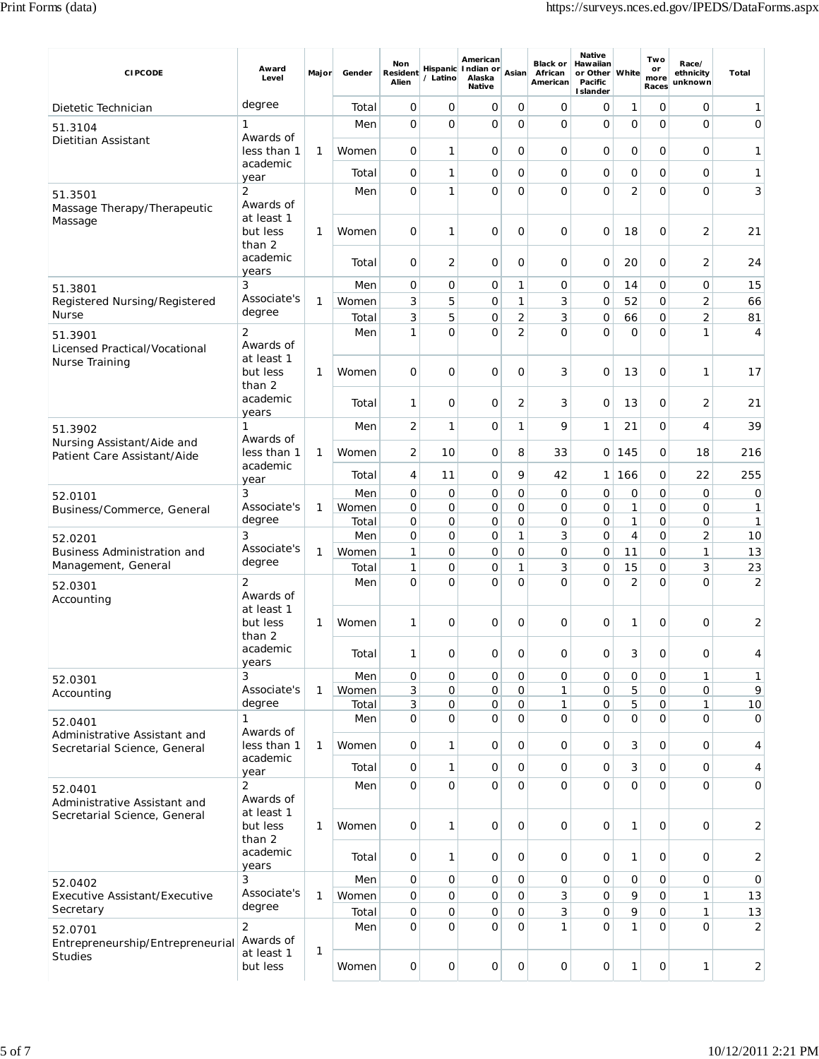| CIPCODE | Award Level | Major | Gender | Non Resident Alien | Hispanic / Latino | American Indian or Alaska Native | Asian | Black or African American | Native Hawaiian or Other Pacific Islander | White | Two or more Races | Race/ ethnicity unknown | Total |
|---|---|---|---|---|---|---|---|---|---|---|---|---|---|
| Dietetic Technician | degree | | Total | 0 | 0 | 0 | 0 | 0 | 0 | 1 | 0 | 0 | 1 |
| 51.3104 Dietitian Assistant | 1 Awards of less than 1 academic year | 1 | Men | 0 | 0 | 0 | 0 | 0 | 0 | 0 | 0 | 0 | 0 |
| | | | Women | 0 | 1 | 0 | 0 | 0 | 0 | 0 | 0 | 0 | 1 |
| | | | Total | 0 | 1 | 0 | 0 | 0 | 0 | 0 | 0 | 0 | 1 |
| 51.3501 Massage Therapy/Therapeutic Massage | 2 Awards of at least 1 but less than 2 academic years | 1 | Men | 0 | 1 | 0 | 0 | 0 | 0 | 2 | 0 | 0 | 3 |
| | | | Women | 0 | 1 | 0 | 0 | 0 | 0 | 18 | 0 | 2 | 21 |
| | | | Total | 0 | 2 | 0 | 0 | 0 | 0 | 20 | 0 | 2 | 24 |
| 51.3801 Registered Nursing/Registered Nurse | 3 Associate's degree | 1 | Men | 0 | 0 | 0 | 1 | 0 | 0 | 14 | 0 | 0 | 15 |
| | | | Women | 3 | 5 | 0 | 1 | 3 | 0 | 52 | 0 | 2 | 66 |
| | | | Total | 3 | 5 | 0 | 2 | 3 | 0 | 66 | 0 | 2 | 81 |
| 51.3901 Licensed Practical/Vocational Nurse Training | 2 Awards of at least 1 but less than 2 academic years | 1 | Men | 1 | 0 | 0 | 2 | 0 | 0 | 0 | 0 | 1 | 4 |
| | | | Women | 0 | 0 | 0 | 0 | 3 | 0 | 13 | 0 | 1 | 17 |
| | | | Total | 1 | 0 | 0 | 2 | 3 | 0 | 13 | 0 | 2 | 21 |
| 51.3902 Nursing Assistant/Aide and Patient Care Assistant/Aide | 1 Awards of less than 1 academic year | 1 | Men | 2 | 1 | 0 | 1 | 9 | 1 | 21 | 0 | 4 | 39 |
| | | | Women | 2 | 10 | 0 | 8 | 33 | 0 | 145 | 0 | 18 | 216 |
| | | | Total | 4 | 11 | 0 | 9 | 42 | 1 | 166 | 0 | 22 | 255 |
| 52.0101 Business/Commerce, General | 3 Associate's degree | 1 | Men | 0 | 0 | 0 | 0 | 0 | 0 | 0 | 0 | 0 | 0 |
| | | | Women | 0 | 0 | 0 | 0 | 0 | 0 | 1 | 0 | 0 | 1 |
| | | | Total | 0 | 0 | 0 | 0 | 0 | 0 | 1 | 0 | 0 | 1 |
| 52.0201 Business Administration and Management, General | 3 Associate's degree | 1 | Men | 0 | 0 | 0 | 1 | 3 | 0 | 4 | 0 | 2 | 10 |
| | | | Women | 1 | 0 | 0 | 0 | 0 | 0 | 11 | 0 | 1 | 13 |
| | | | Total | 1 | 0 | 0 | 1 | 3 | 0 | 15 | 0 | 3 | 23 |
| 52.0301 Accounting | 2 Awards of at least 1 but less than 2 academic years | 1 | Men | 0 | 0 | 0 | 0 | 0 | 0 | 2 | 0 | 0 | 2 |
| | | | Women | 1 | 0 | 0 | 0 | 0 | 0 | 1 | 0 | 0 | 2 |
| | | | Total | 1 | 0 | 0 | 0 | 0 | 0 | 3 | 0 | 0 | 4 |
| 52.0301 Accounting | 3 Associate's degree | 1 | Men | 0 | 0 | 0 | 0 | 0 | 0 | 0 | 0 | 1 | 1 |
| | | | Women | 3 | 0 | 0 | 0 | 1 | 0 | 5 | 0 | 0 | 9 |
| | | | Total | 3 | 0 | 0 | 0 | 1 | 0 | 5 | 0 | 1 | 10 |
| 52.0401 Administrative Assistant and Secretarial Science, General | 1 Awards of less than 1 academic year | 1 | Men | 0 | 0 | 0 | 0 | 0 | 0 | 0 | 0 | 0 | 0 |
| | | | Women | 0 | 1 | 0 | 0 | 0 | 0 | 3 | 0 | 0 | 4 |
| | | | Total | 0 | 1 | 0 | 0 | 0 | 0 | 3 | 0 | 0 | 4 |
| 52.0401 Administrative Assistant and Secretarial Science, General | 2 Awards of at least 1 but less than 2 academic years | 1 | Men | 0 | 0 | 0 | 0 | 0 | 0 | 0 | 0 | 0 | 0 |
| | | | Women | 0 | 1 | 0 | 0 | 0 | 0 | 1 | 0 | 0 | 2 |
| | | | Total | 0 | 1 | 0 | 0 | 0 | 0 | 1 | 0 | 0 | 2 |
| 52.0402 Executive Assistant/Executive Secretary | 3 Associate's degree | 1 | Men | 0 | 0 | 0 | 0 | 0 | 0 | 0 | 0 | 0 | 0 |
| | | | Women | 0 | 0 | 0 | 0 | 3 | 0 | 9 | 0 | 1 | 13 |
| | | | Total | 0 | 0 | 0 | 0 | 3 | 0 | 9 | 0 | 1 | 13 |
| 52.0701 Entrepreneurship/Entrepreneurial Studies | 2 Awards of at least 1 but less | 1 | Men | 0 | 0 | 0 | 0 | 1 | 0 | 1 | 0 | 0 | 2 |
| | | | Women | 0 | 0 | 0 | 0 | 0 | 0 | 1 | 0 | 1 | 2 |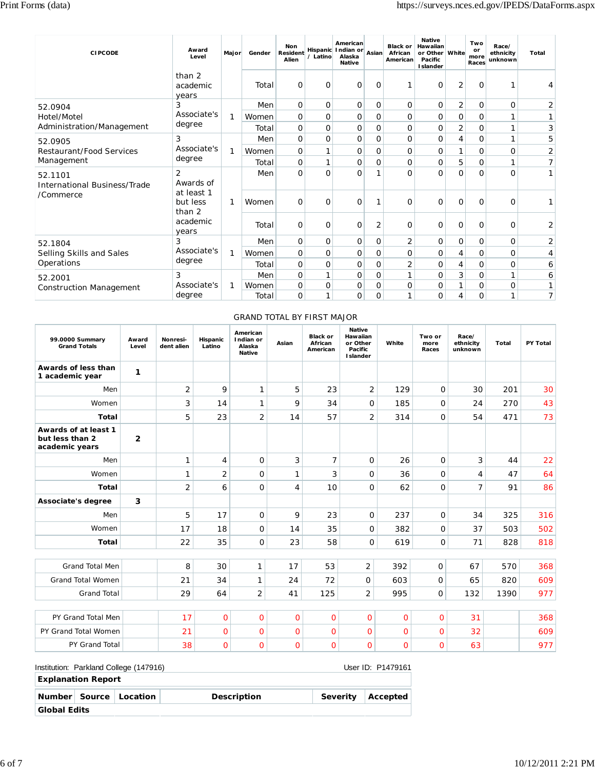| CIPCODE | Award Level | Major | Gender | Non Resident Alien | Hispanic / Latino | American Indian or Alaska Native | Asian | Black or African American | Native Hawaiian or Other Pacific Islander | White | Two or more Races | Race/ ethnicity unknown | Total |
|---|---|---|---|---|---|---|---|---|---|---|---|---|---|
| | than 2 academic years | | Total | 0 | 0 | 0 | 0 | 1 | 0 | 2 | 0 | 1 | 4 |
| 52.0904 Hotel/Motel Administration/Management | 3 Associate's degree | 1 | Men | 0 | 0 | 0 | 0 | 0 | 0 | 2 | 0 | 0 | 2 |
| | | | Women | 0 | 0 | 0 | 0 | 0 | 0 | 0 | 0 | 1 | 1 |
| | | | Total | 0 | 0 | 0 | 0 | 0 | 0 | 2 | 0 | 1 | 3 |
| 52.0905 Restaurant/Food Services Management | 3 Associate's degree | 1 | Men | 0 | 0 | 0 | 0 | 0 | 0 | 4 | 0 | 1 | 5 |
| | | | Women | 0 | 1 | 0 | 0 | 0 | 0 | 1 | 0 | 0 | 2 |
| | | | Total | 0 | 1 | 0 | 0 | 0 | 0 | 5 | 0 | 1 | 7 |
| 52.1101 International Business/Trade /Commerce | 2 Awards of at least 1 but less than 2 academic years | 1 | Men | 0 | 0 | 0 | 1 | 0 | 0 | 0 | 0 | 0 | 1 |
| | | | Women | 0 | 0 | 0 | 1 | 0 | 0 | 0 | 0 | 0 | 1 |
| | | | Total | 0 | 0 | 0 | 2 | 0 | 0 | 0 | 0 | 0 | 2 |
| 52.1804 Selling Skills and Sales Operations | 3 Associate's degree | 1 | Men | 0 | 0 | 0 | 0 | 2 | 0 | 0 | 0 | 0 | 2 |
| | | | Women | 0 | 0 | 0 | 0 | 0 | 0 | 4 | 0 | 0 | 4 |
| | | | Total | 0 | 0 | 0 | 0 | 2 | 0 | 4 | 0 | 0 | 6 |
| 52.2001 Construction Management | 3 Associate's degree | 1 | Men | 0 | 1 | 0 | 0 | 1 | 0 | 3 | 0 | 1 | 6 |
| | | | Women | 0 | 0 | 0 | 0 | 0 | 0 | 1 | 0 | 0 | 1 |
| | | | Total | 0 | 1 | 0 | 0 | 1 | 0 | 4 | 0 | 1 | 7 |

GRAND TOTAL BY FIRST MAJOR

| 99.0000 Summary Grand Totals | Award Level | Nonresident alien | Hispanic Latino | American Indian or Alaska Native | Asian | Black or African American | Native Hawaiian or Other Pacific Islander | White | Two or more Races | Race/ ethnicity unknown | Total | PY Total |
|---|---|---|---|---|---|---|---|---|---|---|---|---|
| **Awards of less than 1 academic year** | **1** | | | | | | | | | | | |
| Men | | 2 | 9 | 1 | 5 | 23 | 2 | 129 | 0 | 30 | 201 | 30 |
| Women | | 3 | 14 | 1 | 9 | 34 | 0 | 185 | 0 | 24 | 270 | 43 |
| **Total** | | 5 | 23 | 2 | 14 | 57 | 2 | 314 | 0 | 54 | 471 | 73 |
| **Awards of at least 1 but less than 2 academic years** | **2** | | | | | | | | | | | |
| Men | | 1 | 4 | 0 | 3 | 7 | 0 | 26 | 0 | 3 | 44 | 22 |
| Women | | 1 | 2 | 0 | 1 | 3 | 0 | 36 | 0 | 4 | 47 | 64 |
| **Total** | | 2 | 6 | 0 | 4 | 10 | 0 | 62 | 0 | 7 | 91 | 86 |
| **Associate's degree** | **3** | | | | | | | | | | | |
| Men | | 5 | 17 | 0 | 9 | 23 | 0 | 237 | 0 | 34 | 325 | 316 |
| Women | | 17 | 18 | 0 | 14 | 35 | 0 | 382 | 0 | 37 | 503 | 502 |
| **Total** | | 22 | 35 | 0 | 23 | 58 | 0 | 619 | 0 | 71 | 828 | 818 |
| Grand Total Men | | 8 | 30 | 1 | 17 | 53 | 2 | 392 | 0 | 67 | 570 | 368 |
| Grand Total Women | | 21 | 34 | 1 | 24 | 72 | 0 | 603 | 0 | 65 | 820 | 609 |
| Grand Total | | 29 | 64 | 2 | 41 | 125 | 2 | 995 | 0 | 132 | 1390 | 977 |
| PY Grand Total Men | | 17 | 0 | 0 | 0 | 0 | 0 | 0 | 0 | 31 | | 368 |
| PY Grand Total Women | | 21 | 0 | 0 | 0 | 0 | 0 | 0 | 0 | 32 | | 609 |
| PY Grand Total | | 38 | 0 | 0 | 0 | 0 | 0 | 0 | 0 | 63 | | 977 |

Institution: Parkland College (147916) User ID: P1479161

**Explanation Report**

| Number | Source | Location | Description | Severity | Accepted |
|---|---|---|---|---|---|
| **Global Edits** | | | | | |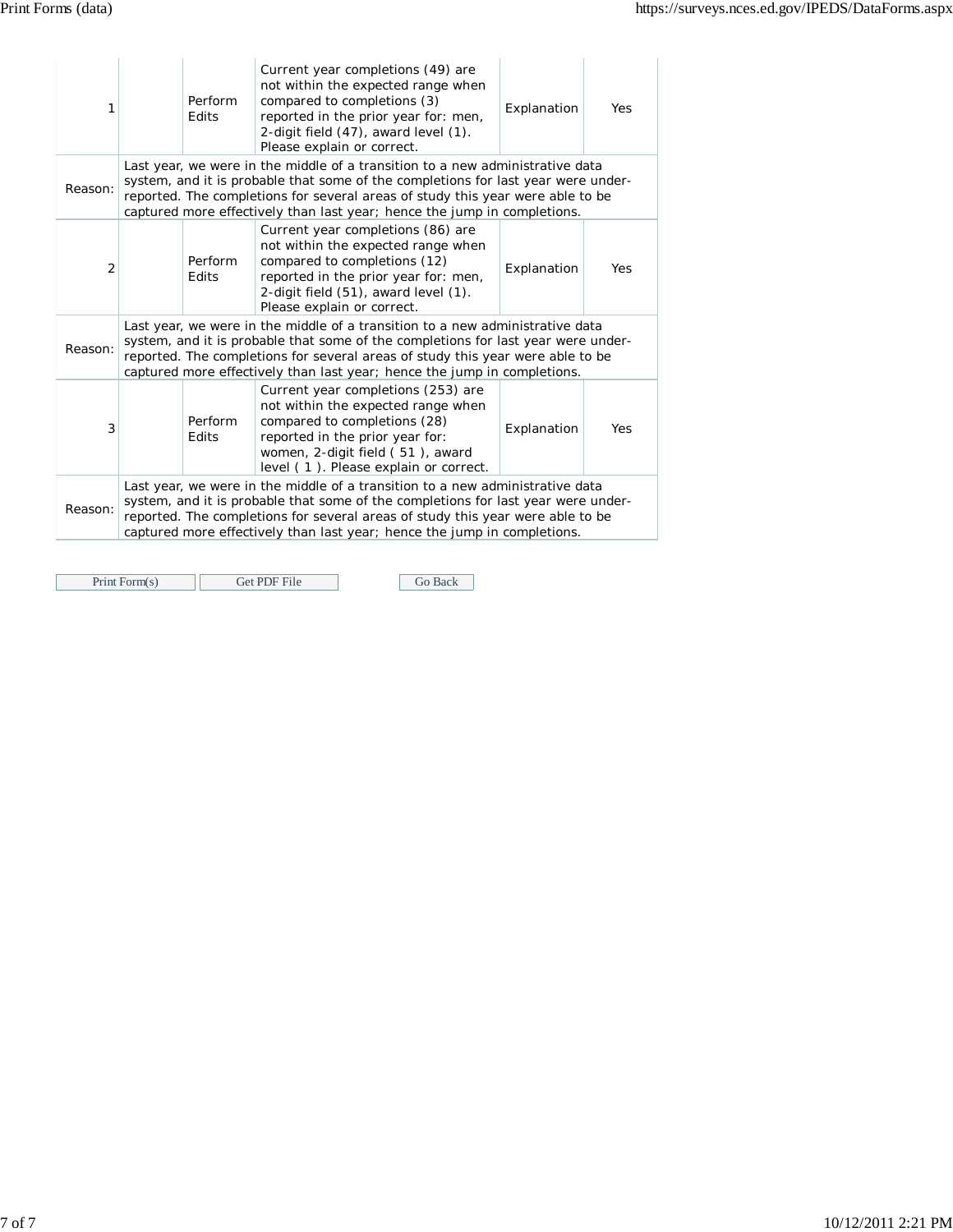| | | | | | |
|---|---|---|---|---|---|
| 1 | | Perform Edits | Current year completions (49) are not within the expected range when compared to completions (3) reported in the prior year for: men, 2-digit field (47), award level (1). Please explain or correct. | Explanation | Yes |
| Reason: | Last year, we were in the middle of a transition to a new administrative data system, and it is probable that some of the completions for last year were under-reported. The completions for several areas of study this year were able to be captured more effectively than last year; hence the jump in completions. | | | | |
| 2 | | Perform Edits | Current year completions (86) are not within the expected range when compared to completions (12) reported in the prior year for: men, 2-digit field (51), award level (1). Please explain or correct. | Explanation | Yes |
| Reason: | Last year, we were in the middle of a transition to a new administrative data system, and it is probable that some of the completions for last year were under-reported. The completions for several areas of study this year were able to be captured more effectively than last year; hence the jump in completions. | | | | |
| 3 | | Perform Edits | Current year completions (253) are not within the expected range when compared to completions (28) reported in the prior year for: women, 2-digit field ( 51 ), award level ( 1 ). Please explain or correct. | Explanation | Yes |
| Reason: | Last year, we were in the middle of a transition to a new administrative data system, and it is probable that some of the completions for last year were under-reported. The completions for several areas of study this year were able to be captured more effectively than last year; hence the jump in completions. | | | | |

Print Form(s) Get PDF File Go Back